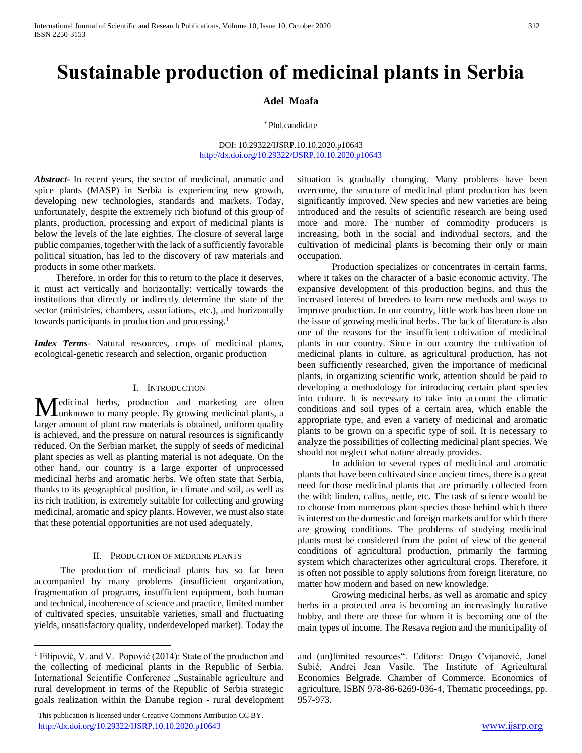# Sustainable production of medicinal plants in Serbia

**Adel Moafa**

[*] Phd,candidate

DOI: 10.29322/IJSRP.10.10.2020.p10643
http://dx.doi.org/10.29322/IJSRP.10.10.2020.p10643

***Abstract***- In recent years, the sector of medicinal, aromatic and spice plants (MASP) in Serbia is experiencing new growth, developing new technologies, standards and markets. Today, unfortunately, despite the extremely rich biofund of this group of plants, production, processing and export of medicinal plants is below the levels of the late eighties. The closure of several large public companies, together with the lack of a sufficiently favorable political situation, has led to the discovery of raw materials and products in some other markets.

Therefore, in order for this to return to the place it deserves, it must act vertically and horizontally: vertically towards the institutions that directly or indirectly determine the state of the sector (ministries, chambers, associations, etc.), and horizontally towards participants in production and processing.[1]

***Index Terms***- Natural resources, crops of medicinal plants, ecological-genetic research and selection, organic production

## I. Introduction

Medicinal herbs, production and marketing are often unknown to many people. By growing medicinal plants, a larger amount of plant raw materials is obtained, uniform quality is achieved, and the pressure on natural resources is significantly reduced. On the Serbian market, the supply of seeds of medicinal plant species as well as planting material is not adequate. On the other hand, our country is a large exporter of unprocessed medicinal herbs and aromatic herbs. We often state that Serbia, thanks to its geographical position, ie climate and soil, as well as its rich tradition, is extremely suitable for collecting and growing medicinal, aromatic and spicy plants. However, we must also state that these potential opportunities are not used adequately.

## II. Production of medicine plants

The production of medicinal plants has so far been accompanied by many problems (insufficient organization, fragmentation of programs, insufficient equipment, both human and technical, incoherence of science and practice, limited number of cultivated species, unsuitable varieties, small and fluctuating yields, unsatisfactory quality, underdeveloped market). Today the situation is gradually changing. Many problems have been overcome, the structure of medicinal plant production has been significantly improved. New species and new varieties are being introduced and the results of scientific research are being used more and more. The number of commodity producers is increasing, both in the social and individual sectors, and the cultivation of medicinal plants is becoming their only or main occupation.

Production specializes or concentrates in certain farms, where it takes on the character of a basic economic activity. The expansive development of this production begins, and thus the increased interest of breeders to learn new methods and ways to improve production. In our country, little work has been done on the issue of growing medicinal herbs. The lack of literature is also one of the reasons for the insufficient cultivation of medicinal plants in our country. Since in our country the cultivation of medicinal plants in culture, as agricultural production, has not been sufficiently researched, given the importance of medicinal plants, in organizing scientific work, attention should be paid to developing a methodology for introducing certain plant species into culture. It is necessary to take into account the climatic conditions and soil types of a certain area, which enable the appropriate type, and even a variety of medicinal and aromatic plants to be grown on a specific type of soil. It is necessary to analyze the possibilities of collecting medicinal plant species. We should not neglect what nature already provides.

In addition to several types of medicinal and aromatic plants that have been cultivated since ancient times, there is a great need for those medicinal plants that are primarily collected from the wild: linden, callus, nettle, etc. The task of science would be to choose from numerous plant species those behind which there is interest on the domestic and foreign markets and for which there are growing conditions. The problems of studying medicinal plants must be considered from the point of view of the general conditions of agricultural production, primarily the farming system which characterizes other agricultural crops. Therefore, it is often not possible to apply solutions from foreign literature, no matter how modern and based on new knowledge.

Growing medicinal herbs, as well as aromatic and spicy herbs in a protected area is becoming an increasingly lucrative hobby, and there are those for whom it is becoming one of the main types of income. The Resava region and the municipality of

[1] Filipović, V. and V. Popović (2014): State of the production and the collecting of medicinal plants in the Republic of Serbia. International Scientific Conference „Sustainable agriculture and rural development in terms of the Republic of Serbia strategic goals realization within the Danube region - rural development and (un)limited resources". Editors: Drago Cvijanović, Jonel Subić, Andrei Jean Vasile. The Institute of Agricultural Economics Belgrade. Chamber of Commerce. Economics of agriculture, ISBN 978-86-6269-036-4, Thematic proceedings, pp. 957-973.

This publication is licensed under Creative Commons Attribution CC BY.
http://dx.doi.org/10.29322/IJSRP.10.10.2020.p10643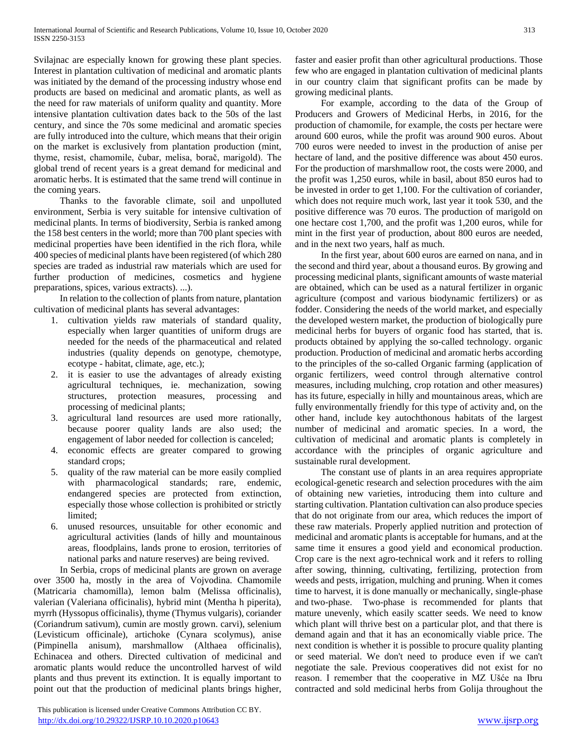Svilajnac are especially known for growing these plant species. Interest in plantation cultivation of medicinal and aromatic plants was initiated by the demand of the processing industry whose end products are based on medicinal and aromatic plants, as well as the need for raw materials of uniform quality and quantity. More intensive plantation cultivation dates back to the 50s of the last century, and since the 70s some medicinal and aromatic species are fully introduced into the culture, which means that their origin on the market is exclusively from plantation production (mint, thyme, resist, chamomile, čubar, melisa, borač, marigold). The global trend of recent years is a great demand for medicinal and aromatic herbs. It is estimated that the same trend will continue in the coming years.

Thanks to the favorable climate, soil and unpolluted environment, Serbia is very suitable for intensive cultivation of medicinal plants. In terms of biodiversity, Serbia is ranked among the 158 best centers in the world; more than 700 plant species with medicinal properties have been identified in the rich flora, while 400 species of medicinal plants have been registered (of which 280 species are traded as industrial raw materials which are used for further production of medicines, cosmetics and hygiene preparations, spices, various extracts). ...).

In relation to the collection of plants from nature, plantation cultivation of medicinal plants has several advantages:

1. cultivation yields raw materials of standard quality, especially when larger quantities of uniform drugs are needed for the needs of the pharmaceutical and related industries (quality depends on genotype, chemotype, ecotype - habitat, climate, age, etc.);
2. it is easier to use the advantages of already existing agricultural techniques, ie. mechanization, sowing structures, protection measures, processing and processing of medicinal plants;
3. agricultural land resources are used more rationally, because poorer quality lands are also used; the engagement of labor needed for collection is canceled;
4. economic effects are greater compared to growing standard crops;
5. quality of the raw material can be more easily complied with pharmacological standards; rare, endemic, endangered species are protected from extinction, especially those whose collection is prohibited or strictly limited;
6. unused resources, unsuitable for other economic and agricultural activities (lands of hilly and mountainous areas, floodplains, lands prone to erosion, territories of national parks and nature reserves) are being revived.

In Serbia, crops of medicinal plants are grown on average over 3500 ha, mostly in the area of Vojvodina. Chamomile (Matricaria chamomilla), lemon balm (Melissa officinalis), valerian (Valeriana officinalis), hybrid mint (Mentha h piperita), myrrh (Hyssopus officinalis), thyme (Thymus vulgaris), coriander (Coriandrum sativum), cumin are mostly grown. carvi), selenium (Levisticum officinale), artichoke (Cynara scolymus), anise (Pimpinella anisum), marshmallow (Althaea officinalis), Echinacea and others. Directed cultivation of medicinal and aromatic plants would reduce the uncontrolled harvest of wild plants and thus prevent its extinction. It is equally important to point out that the production of medicinal plants brings higher, faster and easier profit than other agricultural productions. Those few who are engaged in plantation cultivation of medicinal plants in our country claim that significant profits can be made by growing medicinal plants.

For example, according to the data of the Group of Producers and Growers of Medicinal Herbs, in 2016, for the production of chamomile, for example, the costs per hectare were around 600 euros, while the profit was around 900 euros. About 700 euros were needed to invest in the production of anise per hectare of land, and the positive difference was about 450 euros. For the production of marshmallow root, the costs were 2000, and the profit was 1,250 euros, while in basil, about 850 euros had to be invested in order to get 1,100. For the cultivation of coriander, which does not require much work, last year it took 530, and the positive difference was 70 euros. The production of marigold on one hectare cost 1,700, and the profit was 1,200 euros, while for mint in the first year of production, about 800 euros are needed, and in the next two years, half as much.

In the first year, about 600 euros are earned on nana, and in the second and third year, about a thousand euros. By growing and processing medicinal plants, significant amounts of waste material are obtained, which can be used as a natural fertilizer in organic agriculture (compost and various biodynamic fertilizers) or as fodder. Considering the needs of the world market, and especially the developed western market, the production of biologically pure medicinal herbs for buyers of organic food has started, that is. products obtained by applying the so-called technology. organic production. Production of medicinal and aromatic herbs according to the principles of the so-called Organic farming (application of organic fertilizers, weed control through alternative control measures, including mulching, crop rotation and other measures) has its future, especially in hilly and mountainous areas, which are fully environmentally friendly for this type of activity and, on the other hand, include key autochthonous habitats of the largest number of medicinal and aromatic species. In a word, the cultivation of medicinal and aromatic plants is completely in accordance with the principles of organic agriculture and sustainable rural development.

The constant use of plants in an area requires appropriate ecological-genetic research and selection procedures with the aim of obtaining new varieties, introducing them into culture and starting cultivation. Plantation cultivation can also produce species that do not originate from our area, which reduces the import of these raw materials. Properly applied nutrition and protection of medicinal and aromatic plants is acceptable for humans, and at the same time it ensures a good yield and economical production. Crop care is the next agro-technical work and it refers to rolling after sowing, thinning, cultivating, fertilizing, protection from weeds and pests, irrigation, mulching and pruning. When it comes time to harvest, it is done manually or mechanically, single-phase and two-phase. Two-phase is recommended for plants that mature unevenly, which easily scatter seeds. We need to know which plant will thrive best on a particular plot, and that there is demand again and that it has an economically viable price. The next condition is whether it is possible to procure quality planting or seed material. We don't need to produce even if we can't negotiate the sale. Previous cooperatives did not exist for no reason. I remember that the cooperative in MZ Ušće na Ibru contracted and sold medicinal herbs from Golija throughout the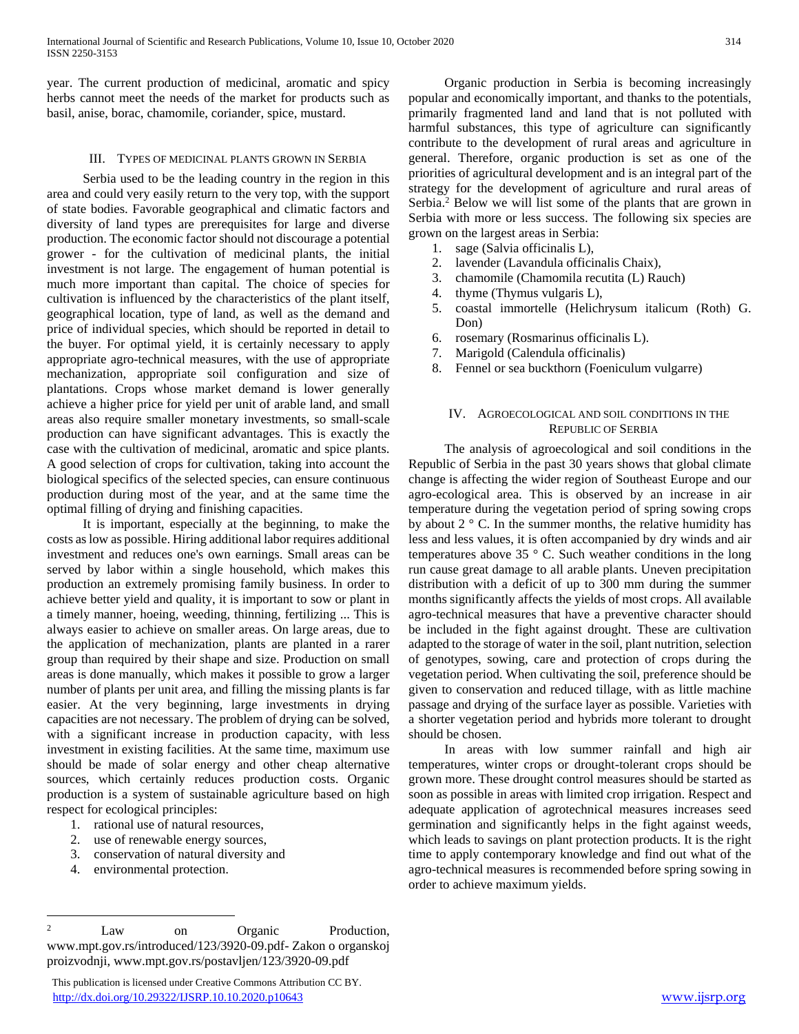year. The current production of medicinal, aromatic and spicy herbs cannot meet the needs of the market for products such as basil, anise, borac, chamomile, coriander, spice, mustard.

## III. Types of Medicinal Plants Grown in Serbia

Serbia used to be the leading country in the region in this area and could very easily return to the very top, with the support of state bodies. Favorable geographical and climatic factors and diversity of land types are prerequisites for large and diverse production. The economic factor should not discourage a potential grower - for the cultivation of medicinal plants, the initial investment is not large. The engagement of human potential is much more important than capital. The choice of species for cultivation is influenced by the characteristics of the plant itself, geographical location, type of land, as well as the demand and price of individual species, which should be reported in detail to the buyer. For optimal yield, it is certainly necessary to apply appropriate agro-technical measures, with the use of appropriate mechanization, appropriate soil configuration and size of plantations. Crops whose market demand is lower generally achieve a higher price for yield per unit of arable land, and small areas also require smaller monetary investments, so small-scale production can have significant advantages. This is exactly the case with the cultivation of medicinal, aromatic and spice plants. A good selection of crops for cultivation, taking into account the biological specifics of the selected species, can ensure continuous production during most of the year, and at the same time the optimal filling of drying and finishing capacities.

It is important, especially at the beginning, to make the costs as low as possible. Hiring additional labor requires additional investment and reduces one's own earnings. Small areas can be served by labor within a single household, which makes this production an extremely promising family business. In order to achieve better yield and quality, it is important to sow or plant in a timely manner, hoeing, weeding, thinning, fertilizing ... This is always easier to achieve on smaller areas. On large areas, due to the application of mechanization, plants are planted in a rarer group than required by their shape and size. Production on small areas is done manually, which makes it possible to grow a larger number of plants per unit area, and filling the missing plants is far easier. At the very beginning, large investments in drying capacities are not necessary. The problem of drying can be solved, with a significant increase in production capacity, with less investment in existing facilities. At the same time, maximum use should be made of solar energy and other cheap alternative sources, which certainly reduces production costs. Organic production is a system of sustainable agriculture based on high respect for ecological principles:

1. rational use of natural resources,
2. use of renewable energy sources,
3. conservation of natural diversity and
4. environmental protection.

Organic production in Serbia is becoming increasingly popular and economically important, and thanks to the potentials, primarily fragmented land and land that is not polluted with harmful substances, this type of agriculture can significantly contribute to the development of rural areas and agriculture in general. Therefore, organic production is set as one of the priorities of agricultural development and is an integral part of the strategy for the development of agriculture and rural areas of Serbia.[2] Below we will list some of the plants that are grown in Serbia with more or less success. The following six species are grown on the largest areas in Serbia:

1. sage (Salvia officinalis L),
2. lavender (Lavandula officinalis Chaix),
3. chamomile (Chamomila recutita (L) Rauch)
4. thyme (Thymus vulgaris L),
5. coastal immortelle (Helichrysum italicum (Roth) G. Don)
6. rosemary (Rosmarinus officinalis L).
7. Marigold (Calendula officinalis)
8. Fennel or sea buckthorn (Foeniculum vulgarre)

## IV. Agroecological and Soil Conditions in the Republic of Serbia

The analysis of agroecological and soil conditions in the Republic of Serbia in the past 30 years shows that global climate change is affecting the wider region of Southeast Europe and our agro-ecological area. This is observed by an increase in air temperature during the vegetation period of spring sowing crops by about 2 ° C. In the summer months, the relative humidity has less and less values, it is often accompanied by dry winds and air temperatures above 35 ° C. Such weather conditions in the long run cause great damage to all arable plants. Uneven precipitation distribution with a deficit of up to 300 mm during the summer months significantly affects the yields of most crops. All available agro-technical measures that have a preventive character should be included in the fight against drought. These are cultivation adapted to the storage of water in the soil, plant nutrition, selection of genotypes, sowing, care and protection of crops during the vegetation period. When cultivating the soil, preference should be given to conservation and reduced tillage, with as little machine passage and drying of the surface layer as possible. Varieties with a shorter vegetation period and hybrids more tolerant to drought should be chosen.

In areas with low summer rainfall and high air temperatures, winter crops or drought-tolerant crops should be grown more. These drought control measures should be started as soon as possible in areas with limited crop irrigation. Respect and adequate application of agrotechnical measures increases seed germination and significantly helps in the fight against weeds, which leads to savings on plant protection products. It is the right time to apply contemporary knowledge and find out what of the agro-technical measures is recommended before spring sowing in order to achieve maximum yields.

---

[2] Law on Organic Production, www.mpt.gov.rs/introduced/123/3920-09.pdf- Zakon o organskoj proizvodnji, www.mpt.gov.rs/postavljen/123/3920-09.pdf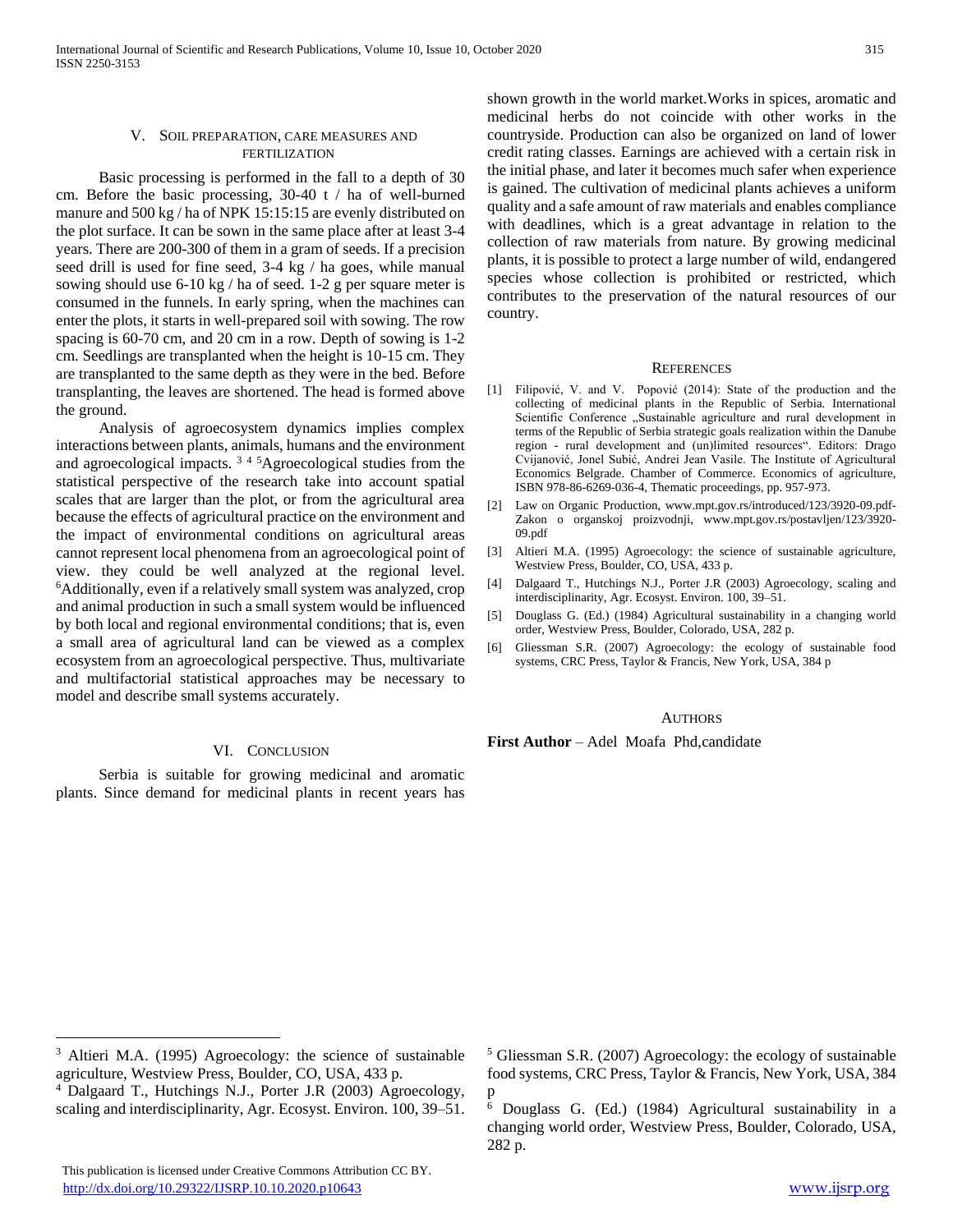## V. Soil preparation, care measures and fertilization

Basic processing is performed in the fall to a depth of 30 cm. Before the basic processing, 30-40 t / ha of well-burned manure and 500 kg / ha of NPK 15:15:15 are evenly distributed on the plot surface. It can be sown in the same place after at least 3-4 years. There are 200-300 of them in a gram of seeds. If a precision seed drill is used for fine seed, 3-4 kg / ha goes, while manual sowing should use 6-10 kg / ha of seed. 1-2 g per square meter is consumed in the funnels. In early spring, when the machines can enter the plots, it starts in well-prepared soil with sowing. The row spacing is 60-70 cm, and 20 cm in a row. Depth of sowing is 1-2 cm. Seedlings are transplanted when the height is 10-15 cm. They are transplanted to the same depth as they were in the bed. Before transplanting, the leaves are shortened. The head is formed above the ground.

Analysis of agroecosystem dynamics implies complex interactions between plants, animals, humans and the environment and agroecological impacts. [3] [4] [5]Agroecological studies from the statistical perspective of the research take into account spatial scales that are larger than the plot, or from the agricultural area because the effects of agricultural practice on the environment and the impact of environmental conditions on agricultural areas cannot represent local phenomena from an agroecological point of view. they could be well analyzed at the regional level. [6]Additionally, even if a relatively small system was analyzed, crop and animal production in such a small system would be influenced by both local and regional environmental conditions; that is, even a small area of agricultural land can be viewed as a complex ecosystem from an agroecological perspective. Thus, multivariate and multifactorial statistical approaches may be necessary to model and describe small systems accurately.

## VI. Conclusion

Serbia is suitable for growing medicinal and aromatic plants. Since demand for medicinal plants in recent years has shown growth in the world market.Works in spices, aromatic and medicinal herbs do not coincide with other works in the countryside. Production can also be organized on land of lower credit rating classes. Earnings are achieved with a certain risk in the initial phase, and later it becomes much safer when experience is gained. The cultivation of medicinal plants achieves a uniform quality and a safe amount of raw materials and enables compliance with deadlines, which is a great advantage in relation to the collection of raw materials from nature. By growing medicinal plants, it is possible to protect a large number of wild, endangered species whose collection is prohibited or restricted, which contributes to the preservation of the natural resources of our country.

## References

[1] Filipović, V. and V. Popović (2014): State of the production and the collecting of medicinal plants in the Republic of Serbia. International Scientific Conference „Sustainable agriculture and rural development in terms of the Republic of Serbia strategic goals realization within the Danube region - rural development and (un)limited resources“. Editors: Drago Cvijanović, Jonel Subić, Andrei Jean Vasile. The Institute of Agricultural Economics Belgrade. Chamber of Commerce. Economics of agriculture, ISBN 978-86-6269-036-4, Thematic proceedings, pp. 957-973.

[2] Law on Organic Production, www.mpt.gov.rs/introduced/123/3920-09.pdf-Zakon o organskoj proizvodnji, www.mpt.gov.rs/postavljen/123/3920-09.pdf

[3] Altieri M.A. (1995) Agroecology: the science of sustainable agriculture, Westview Press, Boulder, CO, USA, 433 p.

[4] Dalgaard T., Hutchings N.J., Porter J.R (2003) Agroecology, scaling and interdisciplinarity, Agr. Ecosyst. Environ. 100, 39–51.

[5] Douglass G. (Ed.) (1984) Agricultural sustainability in a changing world order, Westview Press, Boulder, Colorado, USA, 282 p.

[6] Gliessman S.R. (2007) Agroecology: the ecology of sustainable food systems, CRC Press, Taylor & Francis, New York, USA, 384 p

## Authors

**First Author** – Adel Moafa Phd,candidate

---

[3] Altieri M.A. (1995) Agroecology: the science of sustainable agriculture, Westview Press, Boulder, CO, USA, 433 p.

[4] Dalgaard T., Hutchings N.J., Porter J.R (2003) Agroecology, scaling and interdisciplinarity, Agr. Ecosyst. Environ. 100, 39–51.

[5] Gliessman S.R. (2007) Agroecology: the ecology of sustainable food systems, CRC Press, Taylor & Francis, New York, USA, 384 p

[6] Douglass G. (Ed.) (1984) Agricultural sustainability in a changing world order, Westview Press, Boulder, Colorado, USA, 282 p.